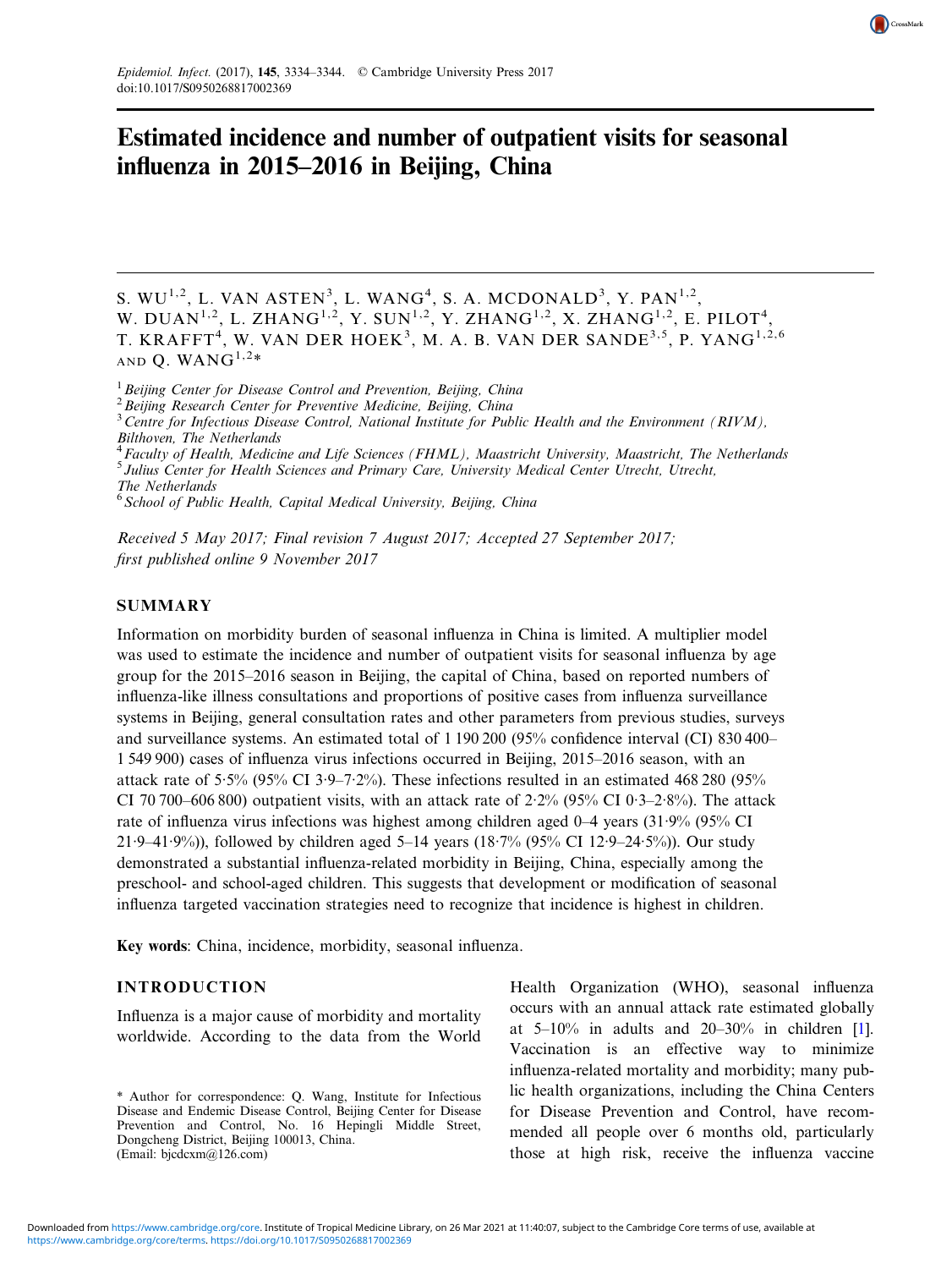# Estimated incidence and number of outpatient visits for seasonal influenza in 2015–2016 in Beijing, China

S. WU[1,2], L. VAN ASTEN[3], L. WANG[4], S. A. MCDONALD[3], Y. PAN[1,2], W. DUAN[1,2], L. ZHANG[1,2], Y. SUN[1,2], Y. ZHANG[1,2], X. ZHANG[1,2], E. PILOT[4], T. KRAFFT[4], W. VAN DER HOEK[3], M. A. B. VAN DER SANDE[3,5], P. YANG[1,2,6] AND Q. WANG[1,2]*

[1] *Beijing Center for Disease Control and Prevention, Beijing, China*
[2] *Beijing Research Center for Preventive Medicine, Beijing, China*
[3] *Centre for Infectious Disease Control, National Institute for Public Health and the Environment (RIVM), Bilthoven, The Netherlands*
[4] *Faculty of Health, Medicine and Life Sciences (FHML), Maastricht University, Maastricht, The Netherlands*
[5] *Julius Center for Health Sciences and Primary Care, University Medical Center Utrecht, Utrecht, The Netherlands*
[6] *School of Public Health, Capital Medical University, Beijing, China*

*Received 5 May 2017; Final revision 7 August 2017; Accepted 27 September 2017; first published online 9 November 2017*

## SUMMARY

Information on morbidity burden of seasonal influenza in China is limited. A multiplier model was used to estimate the incidence and number of outpatient visits for seasonal influenza by age group for the 2015–2016 season in Beijing, the capital of China, based on reported numbers of influenza-like illness consultations and proportions of positive cases from influenza surveillance systems in Beijing, general consultation rates and other parameters from previous studies, surveys and surveillance systems. An estimated total of 1 190 200 (95% confidence interval (CI) 830 400–1 549 900) cases of influenza virus infections occurred in Beijing, 2015–2016 season, with an attack rate of 5·5% (95% CI 3·9–7·2%). These infections resulted in an estimated 468 280 (95% CI 70 700–606 800) outpatient visits, with an attack rate of 2·2% (95% CI 0·3–2·8%). The attack rate of influenza virus infections was highest among children aged 0–4 years (31·9% (95% CI 21·9–41·9%)), followed by children aged 5–14 years (18·7% (95% CI 12·9–24·5%)). Our study demonstrated a substantial influenza-related morbidity in Beijing, China, especially among the preschool- and school-aged children. This suggests that development or modification of seasonal influenza targeted vaccination strategies need to recognize that incidence is highest in children.

**Key words**: China, incidence, morbidity, seasonal influenza.

## INTRODUCTION

Influenza is a major cause of morbidity and mortality worldwide. According to the data from the World Health Organization (WHO), seasonal influenza occurs with an annual attack rate estimated globally at 5–10% in adults and 20–30% in children [1]. Vaccination is an effective way to minimize influenza-related mortality and morbidity; many public health organizations, including the China Centers for Disease Prevention and Control, have recommended all people over 6 months old, particularly those at high risk, receive the influenza vaccine

\* Author for correspondence: Q. Wang, Institute for Infectious Disease and Endemic Disease Control, Beijing Center for Disease Prevention and Control, No. 16 Hepingli Middle Street, Dongcheng District, Beijing 100013, China.
(Email: bjcdcxm@126.com)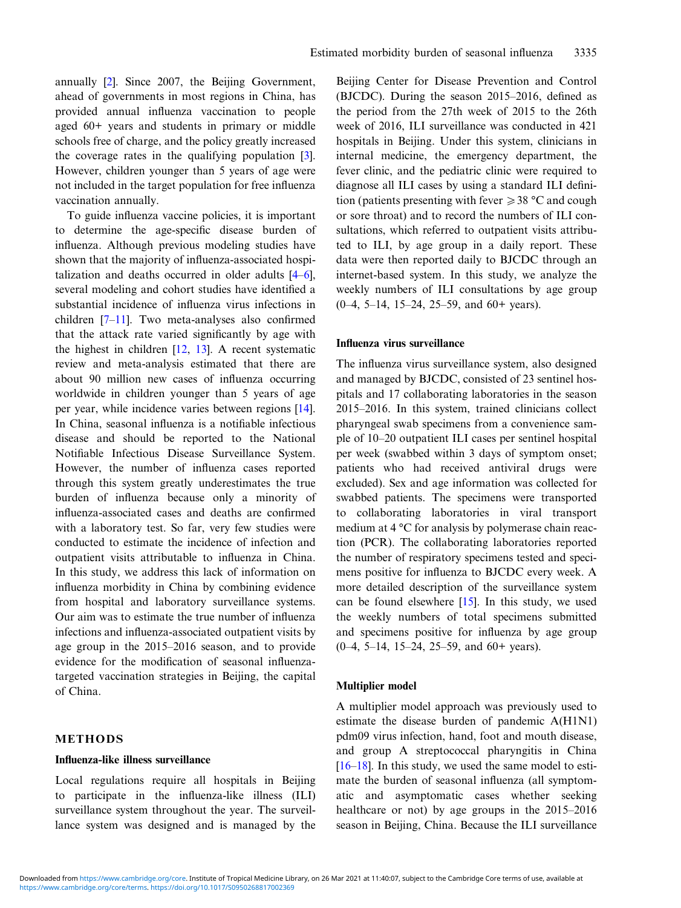annually [2]. Since 2007, the Beijing Government, ahead of governments in most regions in China, has provided annual influenza vaccination to people aged 60+ years and students in primary or middle schools free of charge, and the policy greatly increased the coverage rates in the qualifying population [3]. However, children younger than 5 years of age were not included in the target population for free influenza vaccination annually.

To guide influenza vaccine policies, it is important to determine the age-specific disease burden of influenza. Although previous modeling studies have shown that the majority of influenza-associated hospitalization and deaths occurred in older adults [4–6], several modeling and cohort studies have identified a substantial incidence of influenza virus infections in children [7–11]. Two meta-analyses also confirmed that the attack rate varied significantly by age with the highest in children [12, 13]. A recent systematic review and meta-analysis estimated that there are about 90 million new cases of influenza occurring worldwide in children younger than 5 years of age per year, while incidence varies between regions [14]. In China, seasonal influenza is a notifiable infectious disease and should be reported to the National Notifiable Infectious Disease Surveillance System. However, the number of influenza cases reported through this system greatly underestimates the true burden of influenza because only a minority of influenza-associated cases and deaths are confirmed with a laboratory test. So far, very few studies were conducted to estimate the incidence of infection and outpatient visits attributable to influenza in China. In this study, we address this lack of information on influenza morbidity in China by combining evidence from hospital and laboratory surveillance systems. Our aim was to estimate the true number of influenza infections and influenza-associated outpatient visits by age group in the 2015–2016 season, and to provide evidence for the modification of seasonal influenza-targeted vaccination strategies in Beijing, the capital of China.

## METHODS

### Influenza-like illness surveillance

Local regulations require all hospitals in Beijing to participate in the influenza-like illness (ILI) surveillance system throughout the year. The surveillance system was designed and is managed by the Beijing Center for Disease Prevention and Control (BJCDC). During the season 2015–2016, defined as the period from the 27th week of 2015 to the 26th week of 2016, ILI surveillance was conducted in 421 hospitals in Beijing. Under this system, clinicians in internal medicine, the emergency department, the fever clinic, and the pediatric clinic were required to diagnose all ILI cases by using a standard ILI definition (patients presenting with fever $\geqslant 38$ °C and cough or sore throat) and to record the numbers of ILI consultations, which referred to outpatient visits attributed to ILI, by age group in a daily report. These data were then reported daily to BJCDC through an internet-based system. In this study, we analyze the weekly numbers of ILI consultations by age group (0–4, 5–14, 15–24, 25–59, and 60+ years).

### Influenza virus surveillance

The influenza virus surveillance system, also designed and managed by BJCDC, consisted of 23 sentinel hospitals and 17 collaborating laboratories in the season 2015–2016. In this system, trained clinicians collect pharyngeal swab specimens from a convenience sample of 10–20 outpatient ILI cases per sentinel hospital per week (swabbed within 3 days of symptom onset; patients who had received antiviral drugs were excluded). Sex and age information was collected for swabbed patients. The specimens were transported to collaborating laboratories in viral transport medium at 4 °C for analysis by polymerase chain reaction (PCR). The collaborating laboratories reported the number of respiratory specimens tested and specimens positive for influenza to BJCDC every week. A more detailed description of the surveillance system can be found elsewhere [15]. In this study, we used the weekly numbers of total specimens submitted and specimens positive for influenza by age group (0–4, 5–14, 15–24, 25–59, and 60+ years).

### Multiplier model

A multiplier model approach was previously used to estimate the disease burden of pandemic A(H1N1) pdm09 virus infection, hand, foot and mouth disease, and group A streptococcal pharyngitis in China [16–18]. In this study, we used the same model to estimate the burden of seasonal influenza (all symptomatic and asymptomatic cases whether seeking healthcare or not) by age groups in the 2015–2016 season in Beijing, China. Because the ILI surveillance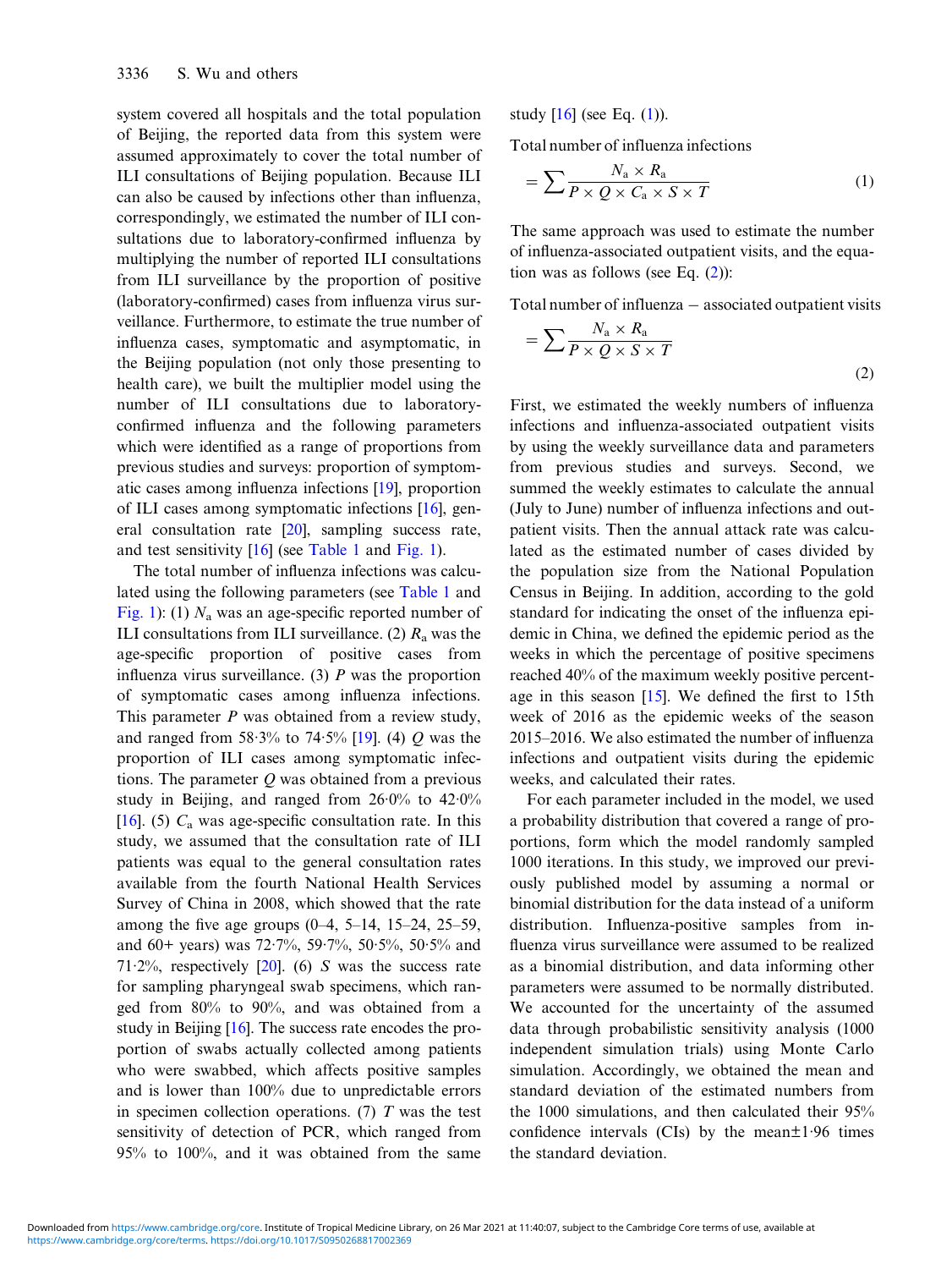system covered all hospitals and the total population of Beijing, the reported data from this system were assumed approximately to cover the total number of ILI consultations of Beijing population. Because ILI can also be caused by infections other than influenza, correspondingly, we estimated the number of ILI consultations due to laboratory-confirmed influenza by multiplying the number of reported ILI consultations from ILI surveillance by the proportion of positive (laboratory-confirmed) cases from influenza virus surveillance. Furthermore, to estimate the true number of influenza cases, symptomatic and asymptomatic, in the Beijing population (not only those presenting to health care), we built the multiplier model using the number of ILI consultations due to laboratory-confirmed influenza and the following parameters which were identified as a range of proportions from previous studies and surveys: proportion of symptomatic cases among influenza infections [19], proportion of ILI cases among symptomatic infections [16], general consultation rate [20], sampling success rate, and test sensitivity [16] (see Table 1 and Fig. 1).

The total number of influenza infections was calculated using the following parameters (see Table 1 and Fig. 1): (1) $N_a$ was an age-specific reported number of ILI consultations from ILI surveillance. (2) $R_a$ was the age-specific proportion of positive cases from influenza virus surveillance. (3) $P$ was the proportion of symptomatic cases among influenza infections. This parameter $P$ was obtained from a review study, and ranged from 58·3% to 74·5% [19]. (4) $Q$ was the proportion of ILI cases among symptomatic infections. The parameter $Q$ was obtained from a previous study in Beijing, and ranged from 26·0% to 42·0% [16]. (5) $C_a$ was age-specific consultation rate. In this study, we assumed that the consultation rate of ILI patients was equal to the general consultation rates available from the fourth National Health Services Survey of China in 2008, which showed that the rate among the five age groups (0–4, 5–14, 15–24, 25–59, and 60+ years) was 72·7%, 59·7%, 50·5%, 50·5% and 71·2%, respectively [20]. (6) $S$ was the success rate for sampling pharyngeal swab specimens, which ranged from 80% to 90%, and was obtained from a study in Beijing [16]. The success rate encodes the proportion of swabs actually collected among patients who were swabbed, which affects positive samples and is lower than 100% due to unpredictable errors in specimen collection operations. (7) $T$ was the test sensitivity of detection of PCR, which ranged from 95% to 100%, and it was obtained from the same study [16] (see Eq. (1)).

$$\text{Total number of influenza infections} = \sum \frac{N_a \times R_a}{P \times Q \times C_a \times S \times T} \tag{1}$$

The same approach was used to estimate the number of influenza-associated outpatient visits, and the equation was as follows (see Eq. (2)):

$$\text{Total number of influenza} - \text{associated outpatient visits} = \sum \frac{N_a \times R_a}{P \times Q \times S \times T} \tag{2}$$

First, we estimated the weekly numbers of influenza infections and influenza-associated outpatient visits by using the weekly surveillance data and parameters from previous studies and surveys. Second, we summed the weekly estimates to calculate the annual (July to June) number of influenza infections and outpatient visits. Then the annual attack rate was calculated as the estimated number of cases divided by the population size from the National Population Census in Beijing. In addition, according to the gold standard for indicating the onset of the influenza epidemic in China, we defined the epidemic period as the weeks in which the percentage of positive specimens reached 40% of the maximum weekly positive percentage in this season [15]. We defined the first to 15th week of 2016 as the epidemic weeks of the season 2015–2016. We also estimated the number of influenza infections and outpatient visits during the epidemic weeks, and calculated their rates.

For each parameter included in the model, we used a probability distribution that covered a range of proportions, form which the model randomly sampled 1000 iterations. In this study, we improved our previously published model by assuming a normal or binomial distribution for the data instead of a uniform distribution. Influenza-positive samples from influenza virus surveillance were assumed to be realized as a binomial distribution, and data informing other parameters were assumed to be normally distributed. We accounted for the uncertainty of the assumed data through probabilistic sensitivity analysis (1000 independent simulation trials) using Monte Carlo simulation. Accordingly, we obtained the mean and standard deviation of the estimated numbers from the 1000 simulations, and then calculated their 95% confidence intervals (CIs) by the mean±1·96 times the standard deviation.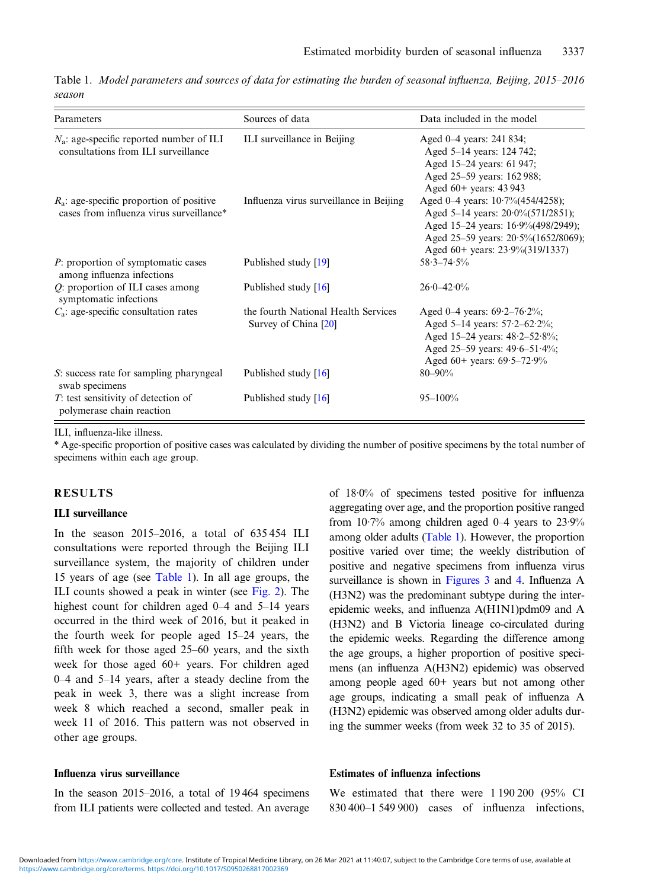Table 1. *Model parameters and sources of data for estimating the burden of seasonal influenza, Beijing, 2015–2016 season*

| Parameters | Sources of data | Data included in the model |
|---|---|---|
| $N_a$: age-specific reported number of ILI consultations from ILI surveillance | ILI surveillance in Beijing | Aged 0–4 years: 241 834; Aged 5–14 years: 124 742; Aged 15–24 years: 61 947; Aged 25–59 years: 162 988; Aged 60+ years: 43 943 |
| $R_a$: age-specific proportion of positive cases from influenza virus surveillance* | Influenza virus surveillance in Beijing | Aged 0–4 years: 10·7%(454/4258); Aged 5–14 years: 20·0%(571/2851); Aged 15–24 years: 16·9%(498/2949); Aged 25–59 years: 20·5%(1652/8069); Aged 60+ years: 23·9%(319/1337) |
| $P$: proportion of symptomatic cases among influenza infections | Published study [19] | 58·3–74·5% |
| $Q$: proportion of ILI cases among symptomatic infections | Published study [16] | 26·0–42·0% |
| $C_a$: age-specific consultation rates | the fourth National Health Services Survey of China [20] | Aged 0–4 years: 69·2–76·2%; Aged 5–14 years: 57·2–62·2%; Aged 15–24 years: 48·2–52·8%; Aged 25–59 years: 49·6–51·4%; Aged 60+ years: 69·5–72·9% |
| $S$: success rate for sampling pharyngeal swab specimens | Published study [16] | 80–90% |
| $T$: test sensitivity of detection of polymerase chain reaction | Published study [16] | 95–100% |

ILI, influenza-like illness.

* Age-specific proportion of positive cases was calculated by dividing the number of positive specimens by the total number of specimens within each age group.

## RESULTS

### ILI surveillance

In the season 2015–2016, a total of 635 454 ILI consultations were reported through the Beijing ILI surveillance system, the majority of children under 15 years of age (see Table 1). In all age groups, the ILI counts showed a peak in winter (see Fig. 2). The highest count for children aged 0–4 and 5–14 years occurred in the third week of 2016, but it peaked in the fourth week for people aged 15–24 years, the fifth week for those aged 25–60 years, and the sixth week for those aged 60+ years. For children aged 0–4 and 5–14 years, after a steady decline from the peak in week 3, there was a slight increase from week 8 which reached a second, smaller peak in week 11 of 2016. This pattern was not observed in other age groups.

### Influenza virus surveillance

In the season 2015–2016, a total of 19 464 specimens from ILI patients were collected and tested. An average of 18·0% of specimens tested positive for influenza aggregating over age, and the proportion positive ranged from 10·7% among children aged 0–4 years to 23·9% among older adults (Table 1). However, the proportion positive varied over time; the weekly distribution of positive and negative specimens from influenza virus surveillance is shown in Figures 3 and 4. Influenza A (H3N2) was the predominant subtype during the inter-epidemic weeks, and influenza A(H1N1)pdm09 and A (H3N2) and B Victoria lineage co-circulated during the epidemic weeks. Regarding the difference among the age groups, a higher proportion of positive specimens (an influenza A(H3N2) epidemic) was observed among people aged 60+ years but not among other age groups, indicating a small peak of influenza A (H3N2) epidemic was observed among older adults during the summer weeks (from week 32 to 35 of 2015).

### Estimates of influenza infections

We estimated that there were 1 190 200 (95% CI 830 400–1 549 900) cases of influenza infections,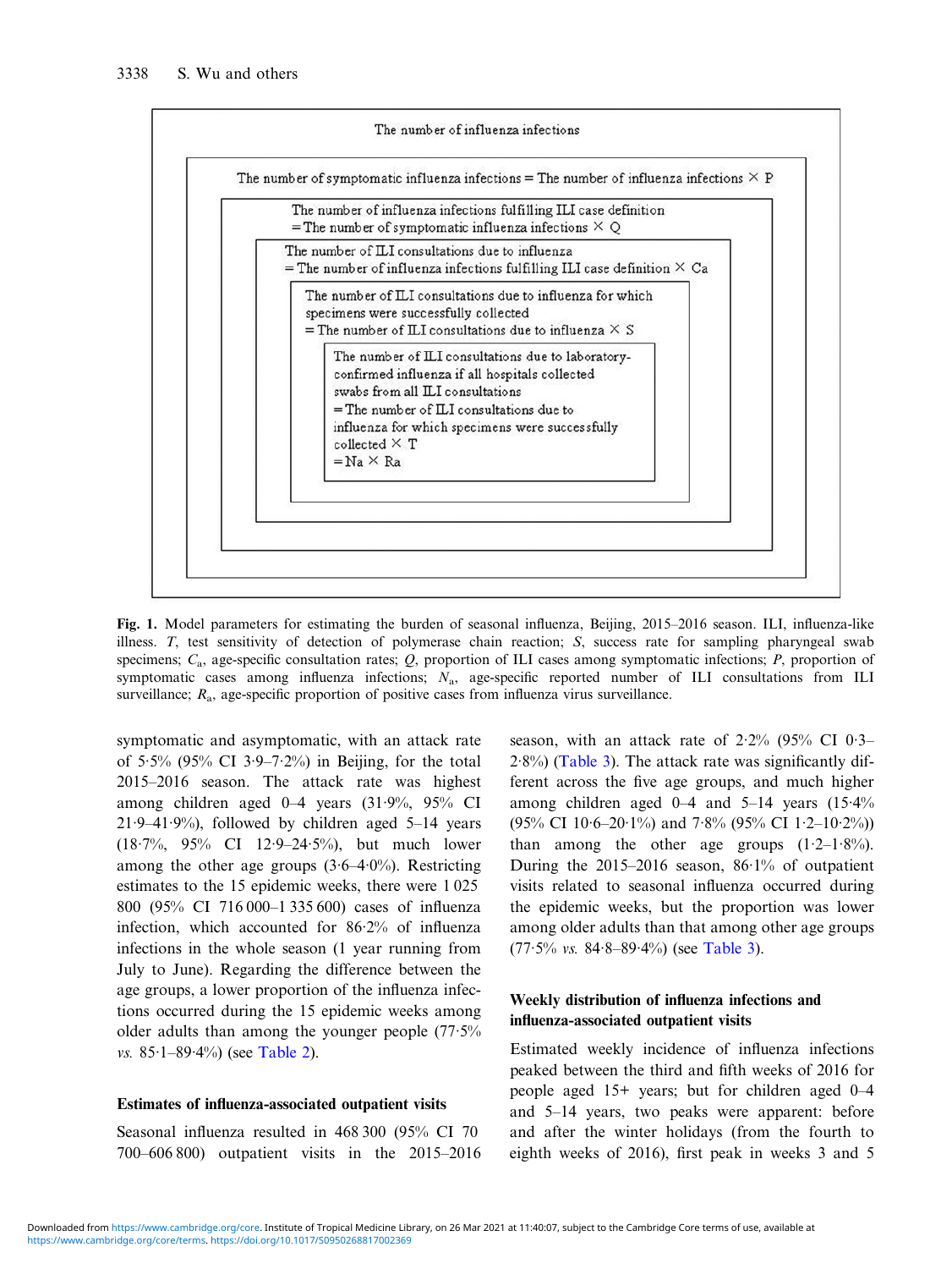The number of influenza infections

The number of symptomatic influenza infections = The number of influenza infections × P

The number of influenza infections fulfilling ILI case definition = The number of symptomatic influenza infections × Q

The number of ILI consultations due to influenza = The number of influenza infections fulfilling ILI case definition × Ca

The number of ILI consultations due to influenza for which specimens were successfully collected = The number of ILI consultations due to influenza × S

The number of ILI consultations due to laboratory-confirmed influenza if all hospitals collected swabs from all ILI consultations = The number of ILI consultations due to influenza for which specimens were successfully collected × T = Na × Ra

**Fig. 1.** Model parameters for estimating the burden of seasonal influenza, Beijing, 2015–2016 season. ILI, influenza-like illness. *T*, test sensitivity of detection of polymerase chain reaction; *S*, success rate for sampling pharyngeal swab specimens; $C_a$, age-specific consultation rates; *Q*, proportion of ILI cases among symptomatic infections; *P*, proportion of symptomatic cases among influenza infections; $N_a$, age-specific reported number of ILI consultations from ILI surveillance; $R_a$, age-specific proportion of positive cases from influenza virus surveillance.

symptomatic and asymptomatic, with an attack rate of 5·5% (95% CI 3·9–7·2%) in Beijing, for the total 2015–2016 season. The attack rate was highest among children aged 0–4 years (31·9%, 95% CI 21·9–41·9%), followed by children aged 5–14 years (18·7%, 95% CI 12·9–24·5%), but much lower among the other age groups (3·6–4·0%). Restricting estimates to the 15 epidemic weeks, there were 1 025 800 (95% CI 716 000–1 335 600) cases of influenza infection, which accounted for 86·2% of influenza infections in the whole season (1 year running from July to June). Regarding the difference between the age groups, a lower proportion of the influenza infections occurred during the 15 epidemic weeks among older adults than among the younger people (77·5% *vs.* 85·1–89·4%) (see Table 2).

### Estimates of influenza-associated outpatient visits

Seasonal influenza resulted in 468 300 (95% CI 70 700–606 800) outpatient visits in the 2015–2016 season, with an attack rate of 2·2% (95% CI 0·3–2·8%) (Table 3). The attack rate was significantly different across the five age groups, and much higher among children aged 0–4 and 5–14 years (15·4% (95% CI 10·6–20·1%) and 7·8% (95% CI 1·2–10·2%)) than among the other age groups (1·2–1·8%). During the 2015–2016 season, 86·1% of outpatient visits related to seasonal influenza occurred during the epidemic weeks, but the proportion was lower among older adults than that among other age groups (77·5% *vs.* 84·8–89·4%) (see Table 3).

### Weekly distribution of influenza infections and influenza-associated outpatient visits

Estimated weekly incidence of influenza infections peaked between the third and fifth weeks of 2016 for people aged 15+ years; but for children aged 0–4 and 5–14 years, two peaks were apparent: before and after the winter holidays (from the fourth to eighth weeks of 2016), first peak in weeks 3 and 5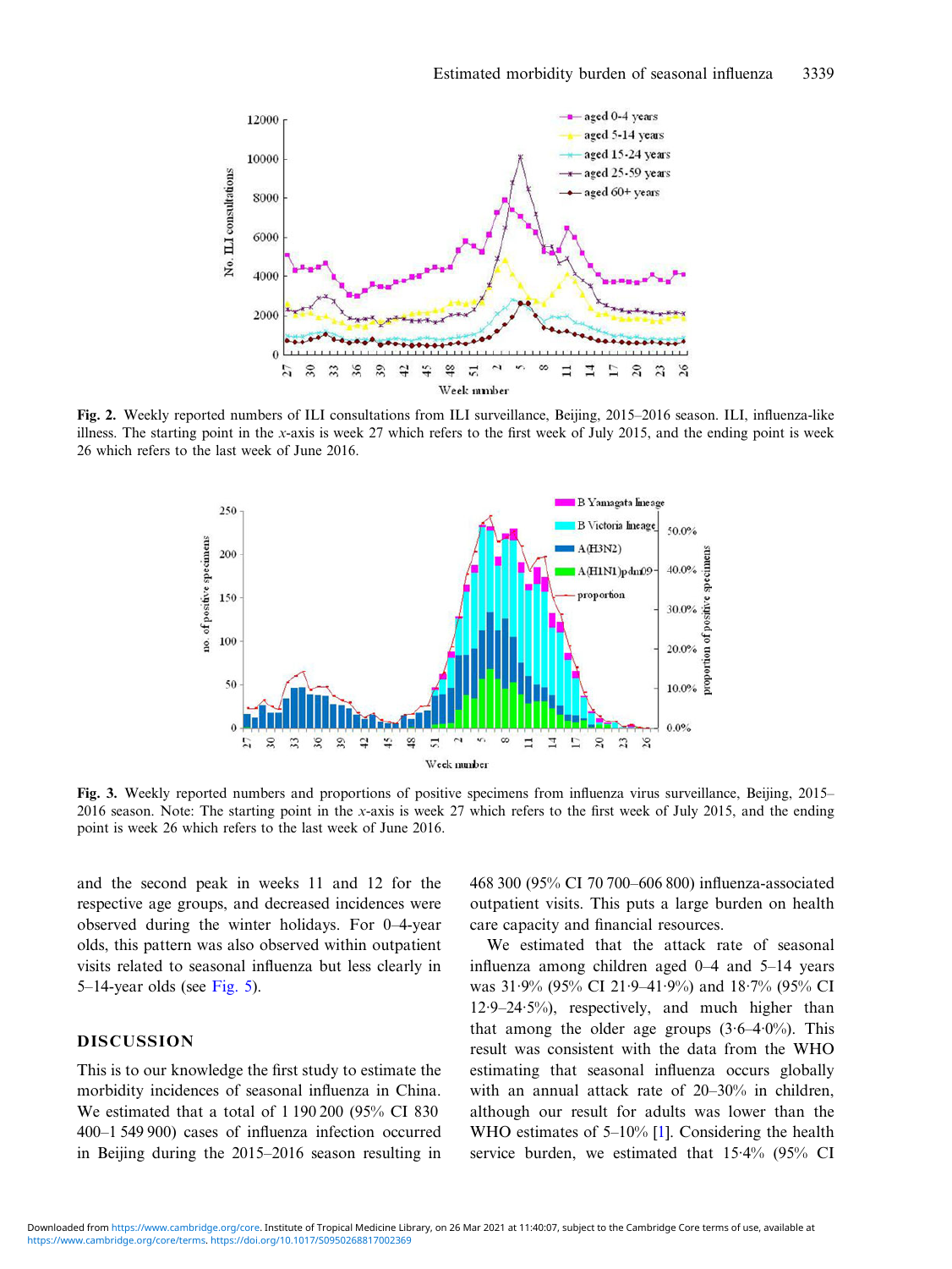Fig. 2. Weekly reported numbers of ILI consultations from ILI surveillance, Beijing, 2015–2016 season. ILI, influenza-like illness. The starting point in the *x*-axis is week 27 which refers to the first week of July 2015, and the ending point is week 26 which refers to the last week of June 2016.

Fig. 3. Weekly reported numbers and proportions of positive specimens from influenza virus surveillance, Beijing, 2015–2016 season. Note: The starting point in the *x*-axis is week 27 which refers to the first week of July 2015, and the ending point is week 26 which refers to the last week of June 2016.

and the second peak in weeks 11 and 12 for the respective age groups, and decreased incidences were observed during the winter holidays. For 0–4-year olds, this pattern was also observed within outpatient visits related to seasonal influenza but less clearly in 5–14-year olds (see Fig. 5).

## DISCUSSION

This is to our knowledge the first study to estimate the morbidity incidences of seasonal influenza in China. We estimated that a total of 1 190 200 (95% CI 830 400–1 549 900) cases of influenza infection occurred in Beijing during the 2015–2016 season resulting in 468 300 (95% CI 70 700–606 800) influenza-associated outpatient visits. This puts a large burden on health care capacity and financial resources.

We estimated that the attack rate of seasonal influenza among children aged 0–4 and 5–14 years was 31·9% (95% CI 21·9–41·9%) and 18·7% (95% CI 12·9–24·5%), respectively, and much higher than that among the older age groups (3·6–4·0%). This result was consistent with the data from the WHO estimating that seasonal influenza occurs globally with an annual attack rate of 20–30% in children, although our result for adults was lower than the WHO estimates of 5–10% [1]. Considering the health service burden, we estimated that 15·4% (95% CI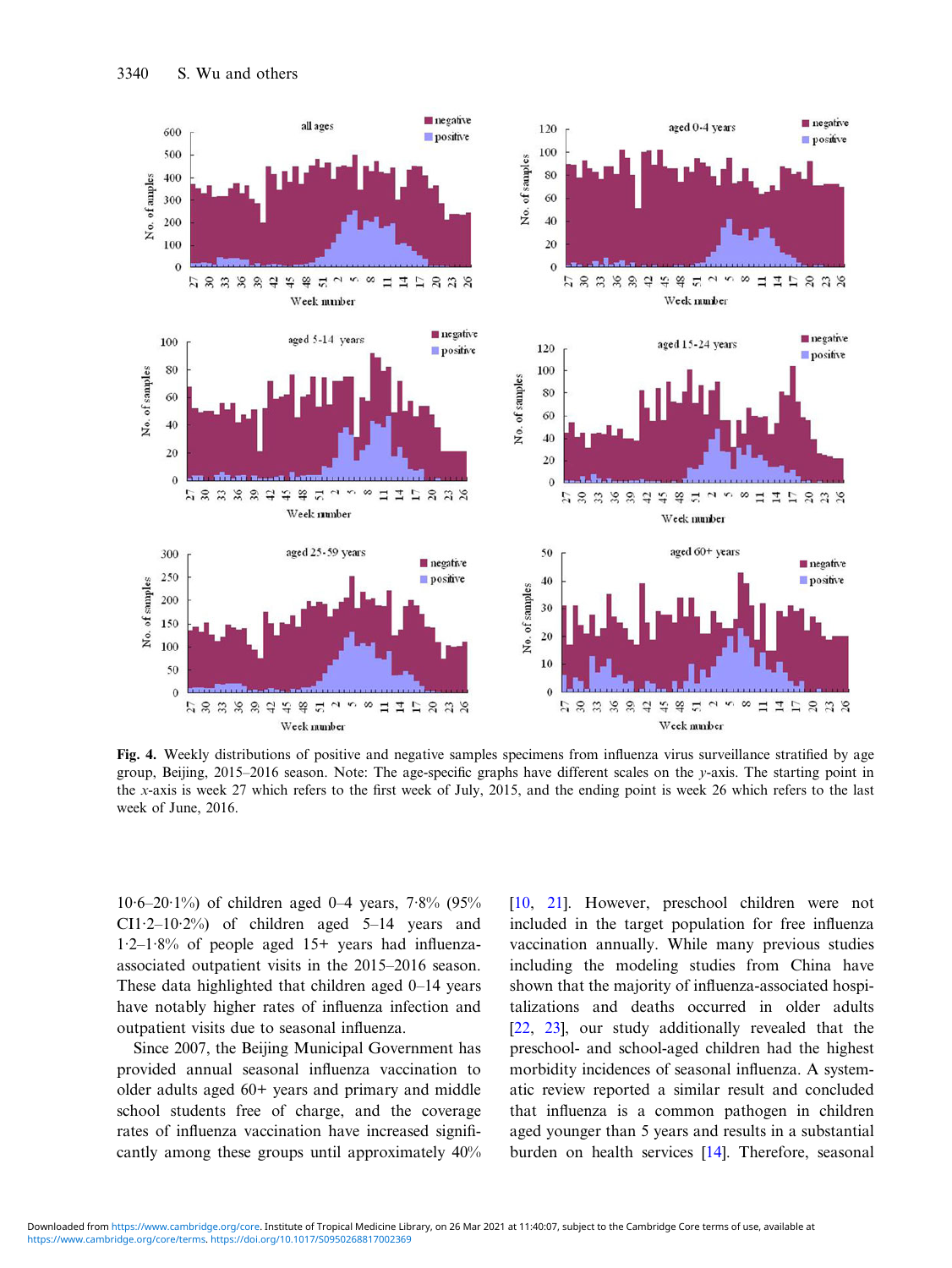**Fig. 4.** Weekly distributions of positive and negative samples specimens from influenza virus surveillance stratified by age group, Beijing, 2015–2016 season. Note: The age-specific graphs have different scales on the *y*-axis. The starting point in the *x*-axis is week 27 which refers to the first week of July, 2015, and the ending point is week 26 which refers to the last week of June, 2016.

10·6–20·1%) of children aged 0–4 years, 7·8% (95% CI1·2–10·2%) of children aged 5–14 years and 1·2–1·8% of people aged 15+ years had influenza-associated outpatient visits in the 2015–2016 season. These data highlighted that children aged 0–14 years have notably higher rates of influenza infection and outpatient visits due to seasonal influenza.

Since 2007, the Beijing Municipal Government has provided annual seasonal influenza vaccination to older adults aged 60+ years and primary and middle school students free of charge, and the coverage rates of influenza vaccination have increased significantly among these groups until approximately 40% [10, 21]. However, preschool children were not included in the target population for free influenza vaccination annually. While many previous studies including the modeling studies from China have shown that the majority of influenza-associated hospitalizations and deaths occurred in older adults [22, 23], our study additionally revealed that the preschool- and school-aged children had the highest morbidity incidences of seasonal influenza. A systematic review reported a similar result and concluded that influenza is a common pathogen in children aged younger than 5 years and results in a substantial burden on health services [14]. Therefore, seasonal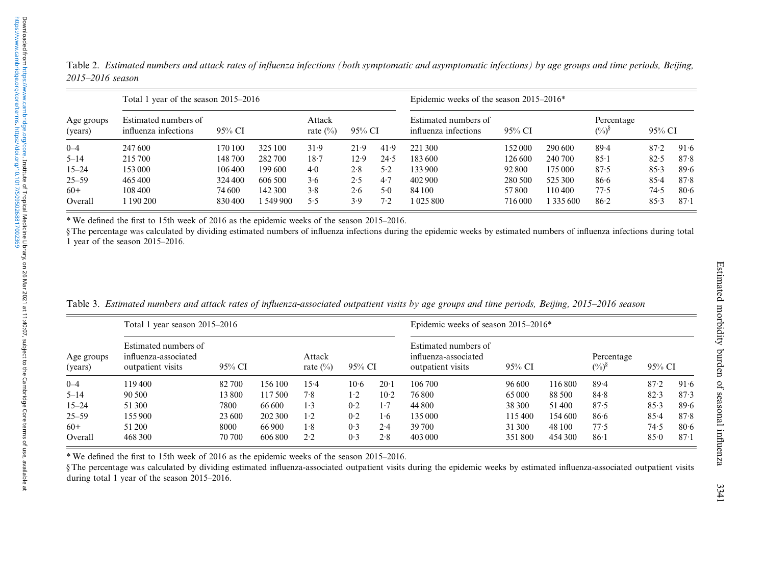Table 2. *Estimated numbers and attack rates of influenza infections (both symptomatic and asymptomatic infections) by age groups and time periods, Beijing, 2015–2016 season*

| Age groups (years) | Total 1 year of the season 2015–2016 | | | | | | Epidemic weeks of the season 2015–2016* | | | | | |
|---|---|---|---|---|---|---|---|---|---|---|---|---|
| | Estimated numbers of influenza infections | 95% CI | | Attack rate (%) | 95% CI | | Estimated numbers of influenza infections | 95% CI | | Percentage (%)§ | 95% CI | |
| 0–4 | 247 600 | 170 100 | 325 100 | 31·9 | 21·9 | 41·9 | 221 300 | 152 000 | 290 600 | 89·4 | 87·2 | 91·6 |
| 5–14 | 215 700 | 148 700 | 282 700 | 18·7 | 12·9 | 24·5 | 183 600 | 126 600 | 240 700 | 85·1 | 82·5 | 87·8 |
| 15–24 | 153 000 | 106 400 | 199 600 | 4·0 | 2·8 | 5·2 | 133 900 | 92 800 | 175 000 | 87·5 | 85·3 | 89·6 |
| 25–59 | 465 400 | 324 400 | 606 500 | 3·6 | 2·5 | 4·7 | 402 900 | 280 500 | 525 300 | 86·6 | 85·4 | 87·8 |
| 60+ | 108 400 | 74 600 | 142 300 | 3·8 | 2·6 | 5·0 | 84 100 | 57 800 | 110 400 | 77·5 | 74·5 | 80·6 |
| Overall | 1 190 200 | 830 400 | 1 549 900 | 5·5 | 3·9 | 7·2 | 1 025 800 | 716 000 | 1 335 600 | 86·2 | 85·3 | 87·1 |

* We defined the first to 15th week of 2016 as the epidemic weeks of the season 2015–2016.

§ The percentage was calculated by dividing estimated numbers of influenza infections during the epidemic weeks by estimated numbers of influenza infections during total 1 year of the season 2015–2016.

Table 3. *Estimated numbers and attack rates of influenza-associated outpatient visits by age groups and time periods, Beijing, 2015–2016 season*

| Age groups (years) | Total 1 year season 2015–2016 | | | | | | Epidemic weeks of season 2015–2016* | | | | | |
|---|---|---|---|---|---|---|---|---|---|---|---|---|
| | Estimated numbers of influenza-associated outpatient visits | 95% CI | | Attack rate (%) | 95% CI | | Estimated numbers of influenza-associated outpatient visits | 95% CI | | Percentage (%)§ | 95% CI | |
| 0–4 | 119 400 | 82 700 | 156 100 | 15·4 | 10·6 | 20·1 | 106 700 | 96 600 | 116 800 | 89·4 | 87·2 | 91·6 |
| 5–14 | 90 500 | 13 800 | 117 500 | 7·8 | 1·2 | 10·2 | 76 800 | 65 000 | 88 500 | 84·8 | 82·3 | 87·3 |
| 15–24 | 51 300 | 7800 | 66 600 | 1·3 | 0·2 | 1·7 | 44 800 | 38 300 | 51 400 | 87·5 | 85·3 | 89·6 |
| 25–59 | 155 900 | 23 600 | 202 300 | 1·2 | 0·2 | 1·6 | 135 000 | 115 400 | 154 600 | 86·6 | 85·4 | 87·8 |
| 60+ | 51 200 | 8000 | 66 900 | 1·8 | 0·3 | 2·4 | 39 700 | 31 300 | 48 100 | 77·5 | 74·5 | 80·6 |
| Overall | 468 300 | 70 700 | 606 800 | 2·2 | 0·3 | 2·8 | 403 000 | 351 800 | 454 300 | 86·1 | 85·0 | 87·1 |

* We defined the first to 15th week of 2016 as the epidemic weeks of the season 2015–2016.

§ The percentage was calculated by dividing estimated influenza-associated outpatient visits during the epidemic weeks by estimated influenza-associated outpatient visits during total 1 year of the season 2015–2016.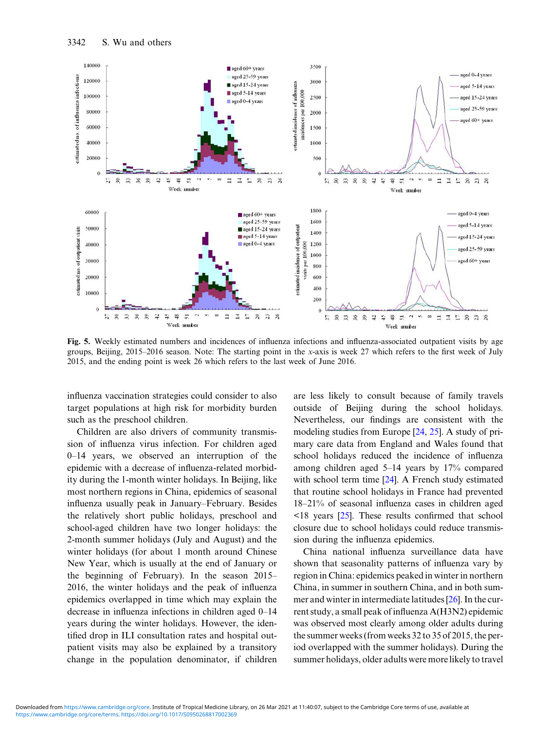**Fig. 5.** Weekly estimated numbers and incidences of influenza infections and influenza-associated outpatient visits by age groups, Beijing, 2015–2016 season. Note: The starting point in the *x*-axis is week 27 which refers to the first week of July 2015, and the ending point is week 26 which refers to the last week of June 2016.

influenza vaccination strategies could consider to also target populations at high risk for morbidity burden such as the preschool children.

Children are also drivers of community transmission of influenza virus infection. For children aged 0–14 years, we observed an interruption of the epidemic with a decrease of influenza-related morbidity during the 1-month winter holidays. In Beijing, like most northern regions in China, epidemics of seasonal influenza usually peak in January–February. Besides the relatively short public holidays, preschool and school-aged children have two longer holidays: the 2-month summer holidays (July and August) and the winter holidays (for about 1 month around Chinese New Year, which is usually at the end of January or the beginning of February). In the season 2015–2016, the winter holidays and the peak of influenza epidemics overlapped in time which may explain the decrease in influenza infections in children aged 0–14 years during the winter holidays. However, the identified drop in ILI consultation rates and hospital outpatient visits may also be explained by a transitory change in the population denominator, if children are less likely to consult because of family travels outside of Beijing during the school holidays. Nevertheless, our findings are consistent with the modeling studies from Europe [24, 25]. A study of primary care data from England and Wales found that school holidays reduced the incidence of influenza among children aged 5–14 years by 17% compared with school term time [24]. A French study estimated that routine school holidays in France had prevented 18–21% of seasonal influenza cases in children aged <18 years [25]. These results confirmed that school closure due to school holidays could reduce transmission during the influenza epidemics.

China national influenza surveillance data have shown that seasonality patterns of influenza vary by region in China: epidemics peaked in winter in northern China, in summer in southern China, and in both summer and winter in intermediate latitudes [26]. In the current study, a small peak of influenza A(H3N2) epidemic was observed most clearly among older adults during the summer weeks (from weeks 32 to 35 of 2015, the period overlapped with the summer holidays). During the summer holidays, older adults were more likely to travel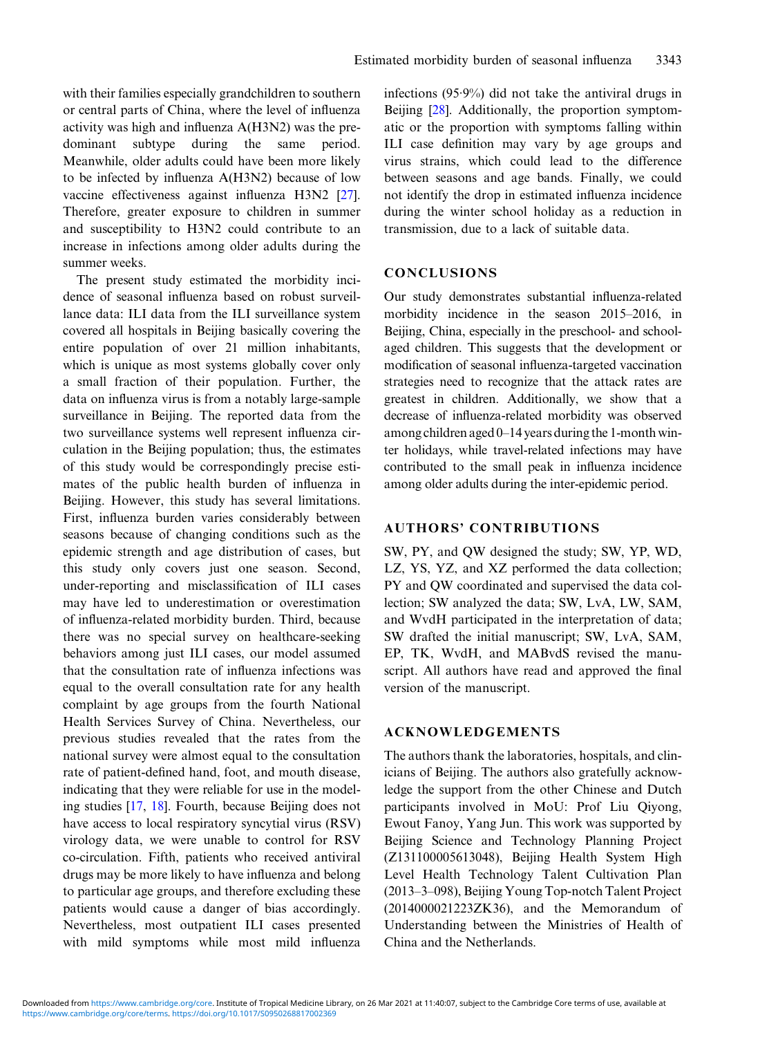with their families especially grandchildren to southern or central parts of China, where the level of influenza activity was high and influenza A(H3N2) was the predominant subtype during the same period. Meanwhile, older adults could have been more likely to be infected by influenza A(H3N2) because of low vaccine effectiveness against influenza H3N2 [27]. Therefore, greater exposure to children in summer and susceptibility to H3N2 could contribute to an increase in infections among older adults during the summer weeks.

The present study estimated the morbidity incidence of seasonal influenza based on robust surveillance data: ILI data from the ILI surveillance system covered all hospitals in Beijing basically covering the entire population of over 21 million inhabitants, which is unique as most systems globally cover only a small fraction of their population. Further, the data on influenza virus is from a notably large-sample surveillance in Beijing. The reported data from the two surveillance systems well represent influenza circulation in the Beijing population; thus, the estimates of this study would be correspondingly precise estimates of the public health burden of influenza in Beijing. However, this study has several limitations. First, influenza burden varies considerably between seasons because of changing conditions such as the epidemic strength and age distribution of cases, but this study only covers just one season. Second, under-reporting and misclassification of ILI cases may have led to underestimation or overestimation of influenza-related morbidity burden. Third, because there was no special survey on healthcare-seeking behaviors among just ILI cases, our model assumed that the consultation rate of influenza infections was equal to the overall consultation rate for any health complaint by age groups from the fourth National Health Services Survey of China. Nevertheless, our previous studies revealed that the rates from the national survey were almost equal to the consultation rate of patient-defined hand, foot, and mouth disease, indicating that they were reliable for use in the modeling studies [17, 18]. Fourth, because Beijing does not have access to local respiratory syncytial virus (RSV) virology data, we were unable to control for RSV co-circulation. Fifth, patients who received antiviral drugs may be more likely to have influenza and belong to particular age groups, and therefore excluding these patients would cause a danger of bias accordingly. Nevertheless, most outpatient ILI cases presented with mild symptoms while most mild influenza infections (95·9%) did not take the antiviral drugs in Beijing [28]. Additionally, the proportion symptomatic or the proportion with symptoms falling within ILI case definition may vary by age groups and virus strains, which could lead to the difference between seasons and age bands. Finally, we could not identify the drop in estimated influenza incidence during the winter school holiday as a reduction in transmission, due to a lack of suitable data.

## CONCLUSIONS

Our study demonstrates substantial influenza-related morbidity incidence in the season 2015–2016, in Beijing, China, especially in the preschool- and school-aged children. This suggests that the development or modification of seasonal influenza-targeted vaccination strategies need to recognize that the attack rates are greatest in children. Additionally, we show that a decrease of influenza-related morbidity was observed among children aged 0–14 years during the 1-month winter holidays, while travel-related infections may have contributed to the small peak in influenza incidence among older adults during the inter-epidemic period.

## AUTHORS' CONTRIBUTIONS

SW, PY, and QW designed the study; SW, YP, WD, LZ, YS, YZ, and XZ performed the data collection; PY and QW coordinated and supervised the data collection; SW analyzed the data; SW, LvA, LW, SAM, and WvdH participated in the interpretation of data; SW drafted the initial manuscript; SW, LvA, SAM, EP, TK, WvdH, and MABvdS revised the manuscript. All authors have read and approved the final version of the manuscript.

## ACKNOWLEDGEMENTS

The authors thank the laboratories, hospitals, and clinicians of Beijing. The authors also gratefully acknowledge the support from the other Chinese and Dutch participants involved in MoU: Prof Liu Qiyong, Ewout Fanoy, Yang Jun. This work was supported by Beijing Science and Technology Planning Project (Z131100005613048), Beijing Health System High Level Health Technology Talent Cultivation Plan (2013–3–098), Beijing Young Top-notch Talent Project (2014000021223ZK36), and the Memorandum of Understanding between the Ministries of Health of China and the Netherlands.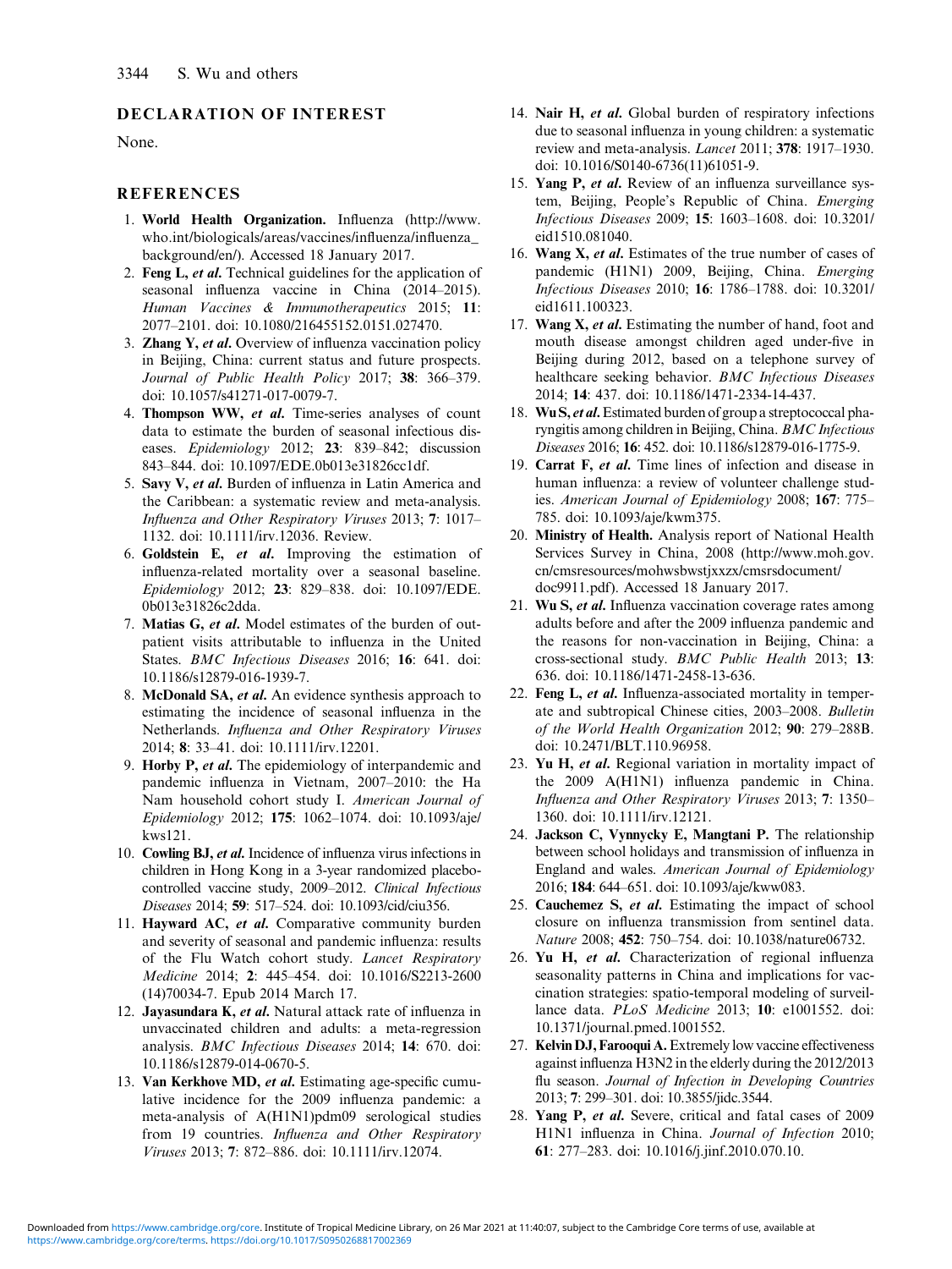## DECLARATION OF INTEREST

None.

## REFERENCES

1. **World Health Organization.** Influenza (http://www.who.int/biologicals/areas/vaccines/influenza/influenza_background/en/). Accessed 18 January 2017.
2. **Feng L, *et al*.** Technical guidelines for the application of seasonal influenza vaccine in China (2014–2015). *Human Vaccines & Immunotherapeutics* 2015; **11**: 2077–2101. doi: 10.1080/216455152.0151.027470.
3. **Zhang Y, *et al*.** Overview of influenza vaccination policy in Beijing, China: current status and future prospects. *Journal of Public Health Policy* 2017; **38**: 366–379. doi: 10.1057/s41271-017-0079-7.
4. **Thompson WW, *et al*.** Time-series analyses of count data to estimate the burden of seasonal infectious diseases. *Epidemiology* 2012; **23**: 839–842; discussion 843–844. doi: 10.1097/EDE.0b013e31826cc1df.
5. **Savy V, *et al*.** Burden of influenza in Latin America and the Caribbean: a systematic review and meta-analysis. *Influenza and Other Respiratory Viruses* 2013; **7**: 1017–1132. doi: 10.1111/irv.12036. Review.
6. **Goldstein E, *et al*.** Improving the estimation of influenza-related mortality over a seasonal baseline. *Epidemiology* 2012; **23**: 829–838. doi: 10.1097/EDE.0b013e31826c2dda.
7. **Matias G, *et al*.** Model estimates of the burden of outpatient visits attributable to influenza in the United States. *BMC Infectious Diseases* 2016; **16**: 641. doi: 10.1186/s12879-016-1939-7.
8. **McDonald SA, *et al*.** An evidence synthesis approach to estimating the incidence of seasonal influenza in the Netherlands. *Influenza and Other Respiratory Viruses* 2014; **8**: 33–41. doi: 10.1111/irv.12201.
9. **Horby P, *et al*.** The epidemiology of interpandemic and pandemic influenza in Vietnam, 2007–2010: the Ha Nam household cohort study I. *American Journal of Epidemiology* 2012; **175**: 1062–1074. doi: 10.1093/aje/kws121.
10. **Cowling BJ, *et al*.** Incidence of influenza virus infections in children in Hong Kong in a 3-year randomized placebo-controlled vaccine study, 2009–2012. *Clinical Infectious Diseases* 2014; **59**: 517–524. doi: 10.1093/cid/ciu356.
11. **Hayward AC, *et al*.** Comparative community burden and severity of seasonal and pandemic influenza: results of the Flu Watch cohort study. *Lancet Respiratory Medicine* 2014; **2**: 445–454. doi: 10.1016/S2213-2600(14)70034-7. Epub 2014 March 17.
12. **Jayasundara K, *et al*.** Natural attack rate of influenza in unvaccinated children and adults: a meta-regression analysis. *BMC Infectious Diseases* 2014; **14**: 670. doi: 10.1186/s12879-014-0670-5.
13. **Van Kerkhove MD, *et al*.** Estimating age-specific cumulative incidence for the 2009 influenza pandemic: a meta-analysis of A(H1N1)pdm09 serological studies from 19 countries. *Influenza and Other Respiratory Viruses* 2013; **7**: 872–886. doi: 10.1111/irv.12074.
14. **Nair H, *et al*.** Global burden of respiratory infections due to seasonal influenza in young children: a systematic review and meta-analysis. *Lancet* 2011; **378**: 1917–1930. doi: 10.1016/S0140-6736(11)61051-9.
15. **Yang P, *et al*.** Review of an influenza surveillance system, Beijing, People's Republic of China. *Emerging Infectious Diseases* 2009; **15**: 1603–1608. doi: 10.3201/eid1510.081040.
16. **Wang X, *et al*.** Estimates of the true number of cases of pandemic (H1N1) 2009, Beijing, China. *Emerging Infectious Diseases* 2010; **16**: 1786–1788. doi: 10.3201/eid1611.100323.
17. **Wang X, *et al*.** Estimating the number of hand, foot and mouth disease amongst children aged under-five in Beijing during 2012, based on a telephone survey of healthcare seeking behavior. *BMC Infectious Diseases* 2014; **14**: 437. doi: 10.1186/1471-2334-14-437.
18. **Wu S, *et al*.** Estimated burden of group a streptococcal pharyngitis among children in Beijing, China. *BMC Infectious Diseases* 2016; **16**: 452. doi: 10.1186/s12879-016-1775-9.
19. **Carrat F, *et al*.** Time lines of infection and disease in human influenza: a review of volunteer challenge studies. *American Journal of Epidemiology* 2008; **167**: 775–785. doi: 10.1093/aje/kwm375.
20. **Ministry of Health.** Analysis report of National Health Services Survey in China, 2008 (http://www.moh.gov.cn/cmsresources/mohwsbwstjxxzx/cmsrsdocument/doc9911.pdf). Accessed 18 January 2017.
21. **Wu S, *et al*.** Influenza vaccination coverage rates among adults before and after the 2009 influenza pandemic and the reasons for non-vaccination in Beijing, China: a cross-sectional study. *BMC Public Health* 2013; **13**: 636. doi: 10.1186/1471-2458-13-636.
22. **Feng L, *et al*.** Influenza-associated mortality in temperate and subtropical Chinese cities, 2003–2008. *Bulletin of the World Health Organization* 2012; **90**: 279–288B. doi: 10.2471/BLT.110.96958.
23. **Yu H, *et al*.** Regional variation in mortality impact of the 2009 A(H1N1) influenza pandemic in China. *Influenza and Other Respiratory Viruses* 2013; **7**: 1350–1360. doi: 10.1111/irv.12121.
24. **Jackson C, Vynnycky E, Mangtani P.** The relationship between school holidays and transmission of influenza in England and wales. *American Journal of Epidemiology* 2016; **184**: 644–651. doi: 10.1093/aje/kww083.
25. **Cauchemez S, *et al*.** Estimating the impact of school closure on influenza transmission from sentinel data. *Nature* 2008; **452**: 750–754. doi: 10.1038/nature06732.
26. **Yu H, *et al*.** Characterization of regional influenza seasonality patterns in China and implications for vaccination strategies: spatio-temporal modeling of surveillance data. *PLoS Medicine* 2013; **10**: e1001552. doi: 10.1371/journal.pmed.1001552.
27. **Kelvin DJ, Farooqui A.** Extremely low vaccine effectiveness against influenza H3N2 in the elderly during the 2012/2013 flu season. *Journal of Infection in Developing Countries* 2013; **7**: 299–301. doi: 10.3855/jidc.3544.
28. **Yang P, *et al*.** Severe, critical and fatal cases of 2009 H1N1 influenza in China. *Journal of Infection* 2010; **61**: 277–283. doi: 10.1016/j.jinf.2010.070.10.